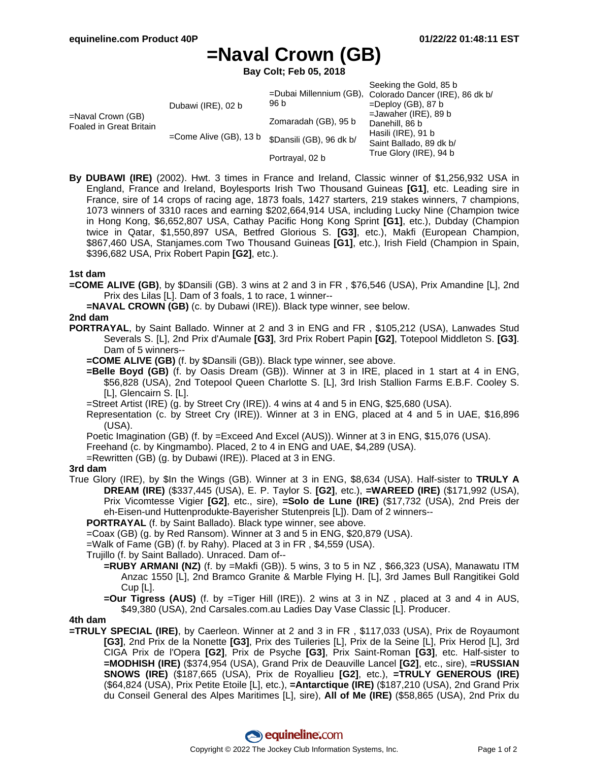equineline.com Product 40P — 01/22/22 01:48:11 EST

# =Naval Crown (GB)

**Bay Colt; Feb 05, 2018**

| | | | |
|---|---|---|---|
| =Naval Crown (GB) Foaled in Great Britain | Dubawi (IRE), 02 b | =Dubai Millennium (GB), 96 b | Seeking the Gold, 85 b |
| | | | Colorado Dancer (IRE), 86 dk b/ |
| | | Zomaradah (GB), 95 b | =Deploy (GB), 87 b |
| | | | =Jawaher (IRE), 89 b |
| | =Come Alive (GB), 13 b | $Dansili (GB), 96 dk b/ | Danehill, 86 b |
| | | | Hasili (IRE), 91 b |
| | | Portrayal, 02 b | Saint Ballado, 89 dk b/ |
| | | | True Glory (IRE), 94 b |

**By DUBAWI (IRE)** (2002). Hwt. 3 times in France and Ireland, Classic winner of $1,256,932 USA in England, France and Ireland, Boylesports Irish Two Thousand Guineas **[G1]**, etc. Leading sire in France, sire of 14 crops of racing age, 1873 foals, 1427 starters, 219 stakes winners, 7 champions, 1073 winners of 3310 races and earning $202,664,914 USA, including Lucky Nine (Champion twice in Hong Kong, $6,652,807 USA, Cathay Pacific Hong Kong Sprint **[G1]**, etc.), Dubday (Champion twice in Qatar, $1,550,897 USA, Betfred Glorious S. **[G3]**, etc.), Makfi (European Champion, $867,460 USA, Stanjames.com Two Thousand Guineas **[G1]**, etc.), Irish Field (Champion in Spain, $396,682 USA, Prix Robert Papin **[G2]**, etc.).

### 1st dam

**=COME ALIVE (GB)**, by $Dansili (GB). 3 wins at 2 and 3 in FR , $76,546 (USA), Prix Amandine [L], 2nd Prix des Lilas [L]. Dam of 3 foals, 1 to race, 1 winner--

**=NAVAL CROWN (GB)** (c. by Dubawi (IRE)). Black type winner, see below.

### 2nd dam

**PORTRAYAL**, by Saint Ballado. Winner at 2 and 3 in ENG and FR , $105,212 (USA), Lanwades Stud Severals S. [L], 2nd Prix d'Aumale **[G3]**, 3rd Prix Robert Papin **[G2]**, Totepool Middleton S. **[G3]**. Dam of 5 winners--

**=COME ALIVE (GB)** (f. by $Dansili (GB)). Black type winner, see above.

**=Belle Boyd (GB)** (f. by Oasis Dream (GB)). Winner at 3 in IRE, placed in 1 start at 4 in ENG, $56,828 (USA), 2nd Totepool Queen Charlotte S. [L], 3rd Irish Stallion Farms E.B.F. Cooley S. [L], Glencairn S. [L].

=Street Artist (IRE) (g. by Street Cry (IRE)). 4 wins at 4 and 5 in ENG, $25,680 (USA).

Representation (c. by Street Cry (IRE)). Winner at 3 in ENG, placed at 4 and 5 in UAE, $16,896 (USA).

Poetic Imagination (GB) (f. by =Exceed And Excel (AUS)). Winner at 3 in ENG, $15,076 (USA).

Freehand (c. by Kingmambo). Placed, 2 to 4 in ENG and UAE, $4,289 (USA).

=Rewritten (GB) (g. by Dubawi (IRE)). Placed at 3 in ENG.

### 3rd dam

True Glory (IRE), by $In the Wings (GB). Winner at 3 in ENG, $8,634 (USA). Half-sister to **TRULY A DREAM (IRE)** ($337,445 (USA), E. P. Taylor S. **[G2]**, etc.), **=WAREED (IRE)** ($171,992 (USA), Prix Vicomtesse Vigier **[G2]**, etc., sire), **=Solo de Lune (IRE)** ($17,732 (USA), 2nd Preis der eh-Eisen-und Huttenprodukte-Bayerisher Stutenpreis [L]). Dam of 2 winners--

**PORTRAYAL** (f. by Saint Ballado). Black type winner, see above.

=Coax (GB) (g. by Red Ransom). Winner at 3 and 5 in ENG, $20,879 (USA).

=Walk of Fame (GB) (f. by Rahy). Placed at 3 in FR , $4,559 (USA).

Trujillo (f. by Saint Ballado). Unraced. Dam of--

**=RUBY ARMANI (NZ)** (f. by =Makfi (GB)). 5 wins, 3 to 5 in NZ , $66,323 (USA), Manawatu ITM Anzac 1550 [L], 2nd Bramco Granite & Marble Flying H. [L], 3rd James Bull Rangitikei Gold Cup [L].

**=Our Tigress (AUS)** (f. by =Tiger Hill (IRE)). 2 wins at 3 in NZ , placed at 3 and 4 in AUS, $49,380 (USA), 2nd Carsales.com.au Ladies Day Vase Classic [L]. Producer.

### 4th dam

**=TRULY SPECIAL (IRE)**, by Caerleon. Winner at 2 and 3 in FR , $117,033 (USA), Prix de Royaumont **[G3]**, 2nd Prix de la Nonette **[G3]**, Prix des Tuileries [L], Prix de la Seine [L], Prix Herod [L], 3rd CIGA Prix de l'Opera **[G2]**, Prix de Psyche **[G3]**, Prix Saint-Roman **[G3]**, etc. Half-sister to **=MODHISH (IRE)** ($374,954 (USA), Grand Prix de Deauville Lancel **[G2]**, etc., sire), **=RUSSIAN SNOWS (IRE)** ($187,665 (USA), Prix de Royallieu **[G2]**, etc.), **=TRULY GENEROUS (IRE)** ($64,824 (USA), Prix Petite Etoile [L], etc.), **=Antarctique (IRE)** ($187,210 (USA), 2nd Grand Prix du Conseil General des Alpes Maritimes [L], sire), **All of Me (IRE)** ($58,865 (USA), 2nd Prix du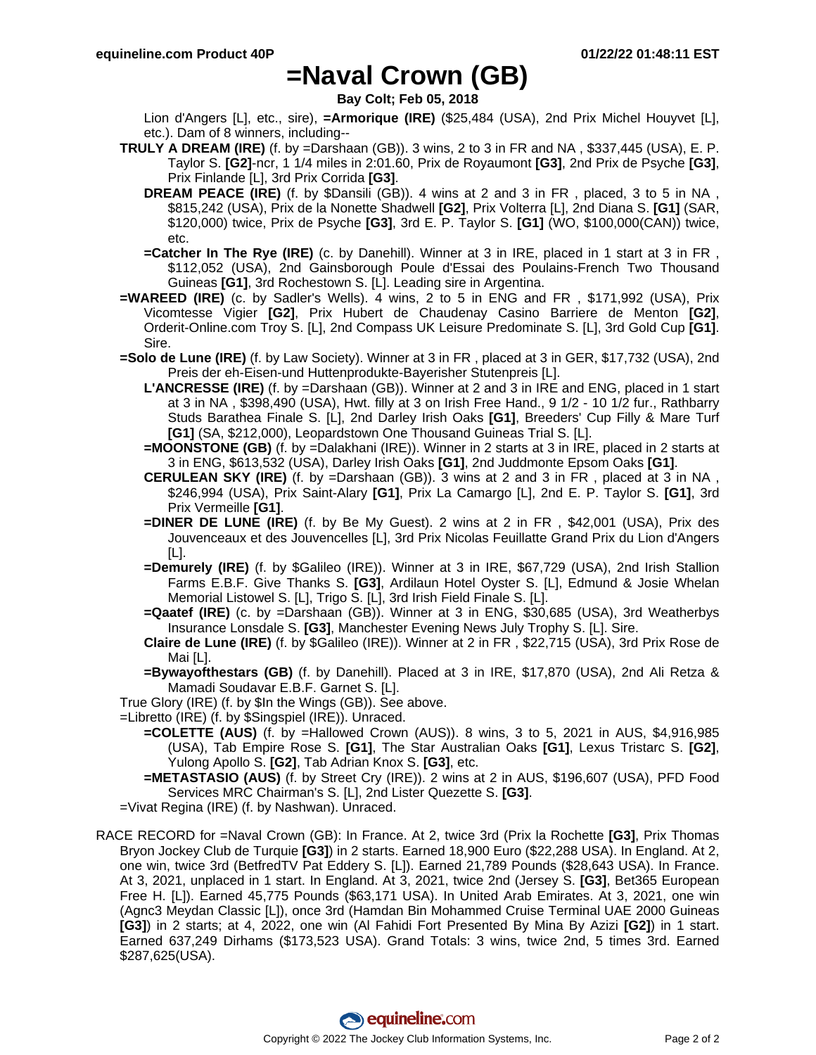# =Naval Crown (GB)

**Bay Colt; Feb 05, 2018**

Lion d'Angers [L], etc., sire), **=Armorique (IRE)** ($25,484 (USA), 2nd Prix Michel Houyvet [L], etc.). Dam of 8 winners, including--

**TRULY A DREAM (IRE)** (f. by =Darshaan (GB)). 3 wins, 2 to 3 in FR and NA , $337,445 (USA), E. P. Taylor S. **[G2]**-ncr, 1 1/4 miles in 2:01.60, Prix de Royaumont **[G3]**, 2nd Prix de Psyche **[G3]**, Prix Finlande [L], 3rd Prix Corrida **[G3]**.

**DREAM PEACE (IRE)** (f. by $Dansili (GB)). 4 wins at 2 and 3 in FR , placed, 3 to 5 in NA , $815,242 (USA), Prix de la Nonette Shadwell **[G2]**, Prix Volterra [L], 2nd Diana S. **[G1]** (SAR, $120,000) twice, Prix de Psyche **[G3]**, 3rd E. P. Taylor S. **[G1]** (WO, $100,000(CAN)) twice, etc.

**=Catcher In The Rye (IRE)** (c. by Danehill). Winner at 3 in IRE, placed in 1 start at 3 in FR , $112,052 (USA), 2nd Gainsborough Poule d'Essai des Poulains-French Two Thousand Guineas **[G1]**, 3rd Rochestown S. [L]. Leading sire in Argentina.

**=WAREED (IRE)** (c. by Sadler's Wells). 4 wins, 2 to 5 in ENG and FR , $171,992 (USA), Prix Vicomtesse Vigier **[G2]**, Prix Hubert de Chaudenay Casino Barriere de Menton **[G2]**, Orderit-Online.com Troy S. [L], 2nd Compass UK Leisure Predominate S. [L], 3rd Gold Cup **[G1]**. Sire.

**=Solo de Lune (IRE)** (f. by Law Society). Winner at 3 in FR , placed at 3 in GER, $17,732 (USA), 2nd Preis der eh-Eisen-und Huttenprodukte-Bayerisher Stutenpreis [L].

**L'ANCRESSE (IRE)** (f. by =Darshaan (GB)). Winner at 2 and 3 in IRE and ENG, placed in 1 start at 3 in NA , $398,490 (USA), Hwt. filly at 3 on Irish Free Hand., 9 1/2 - 10 1/2 fur., Rathbarry Studs Barathea Finale S. [L], 2nd Darley Irish Oaks **[G1]**, Breeders' Cup Filly & Mare Turf **[G1]** (SA, $212,000), Leopardstown One Thousand Guineas Trial S. [L].

**=MOONSTONE (GB)** (f. by =Dalakhani (IRE)). Winner in 2 starts at 3 in IRE, placed in 2 starts at 3 in ENG, $613,532 (USA), Darley Irish Oaks **[G1]**, 2nd Juddmonte Epsom Oaks **[G1]**.

**CERULEAN SKY (IRE)** (f. by =Darshaan (GB)). 3 wins at 2 and 3 in FR , placed at 3 in NA , $246,994 (USA), Prix Saint-Alary **[G1]**, Prix La Camargo [L], 2nd E. P. Taylor S. **[G1]**, 3rd Prix Vermeille **[G1]**.

**=DINER DE LUNE (IRE)** (f. by Be My Guest). 2 wins at 2 in FR , $42,001 (USA), Prix des Jouvenceaux et des Jouvencelles [L], 3rd Prix Nicolas Feuillatte Grand Prix du Lion d'Angers [L].

**=Demurely (IRE)** (f. by $Galileo (IRE)). Winner at 3 in IRE, $67,729 (USA), 2nd Irish Stallion Farms E.B.F. Give Thanks S. **[G3]**, Ardilaun Hotel Oyster S. [L], Edmund & Josie Whelan Memorial Listowel S. [L], Trigo S. [L], 3rd Irish Field Finale S. [L].

**=Qaatef (IRE)** (c. by =Darshaan (GB)). Winner at 3 in ENG, $30,685 (USA), 3rd Weatherbys Insurance Lonsdale S. **[G3]**, Manchester Evening News July Trophy S. [L]. Sire.

**Claire de Lune (IRE)** (f. by $Galileo (IRE)). Winner at 2 in FR , $22,715 (USA), 3rd Prix Rose de Mai [L].

**=Bywayofthestars (GB)** (f. by Danehill). Placed at 3 in IRE, $17,870 (USA), 2nd Ali Retza & Mamadi Soudavar E.B.F. Garnet S. [L].

True Glory (IRE) (f. by $In the Wings (GB)). See above.

=Libretto (IRE) (f. by $Singspiel (IRE)). Unraced.

**=COLETTE (AUS)** (f. by =Hallowed Crown (AUS)). 8 wins, 3 to 5, 2021 in AUS, $4,916,985 (USA), Tab Empire Rose S. **[G1]**, The Star Australian Oaks **[G1]**, Lexus Tristarc S. **[G2]**, Yulong Apollo S. **[G2]**, Tab Adrian Knox S. **[G3]**, etc.

**=METASTASIO (AUS)** (f. by Street Cry (IRE)). 2 wins at 2 in AUS, $196,607 (USA), PFD Food Services MRC Chairman's S. [L], 2nd Lister Quezette S. **[G3]**.

=Vivat Regina (IRE) (f. by Nashwan). Unraced.

RACE RECORD for =Naval Crown (GB): In France. At 2, twice 3rd (Prix la Rochette **[G3]**, Prix Thomas Bryon Jockey Club de Turquie **[G3]**) in 2 starts. Earned 18,900 Euro ($22,288 USA). In England. At 2, one win, twice 3rd (BetfredTV Pat Eddery S. [L]). Earned 21,789 Pounds ($28,643 USA). In France. At 3, 2021, unplaced in 1 start. In England. At 3, 2021, twice 2nd (Jersey S. **[G3]**, Bet365 European Free H. [L]). Earned 45,775 Pounds ($63,171 USA). In United Arab Emirates. At 3, 2021, one win (Agnc3 Meydan Classic [L]), once 3rd (Hamdan Bin Mohammed Cruise Terminal UAE 2000 Guineas **[G3]**) in 2 starts; at 4, 2022, one win (Al Fahidi Fort Presented By Mina By Azizi **[G2]**) in 1 start. Earned 637,249 Dirhams ($173,523 USA). Grand Totals: 3 wins, twice 2nd, 5 times 3rd. Earned $287,625(USA).